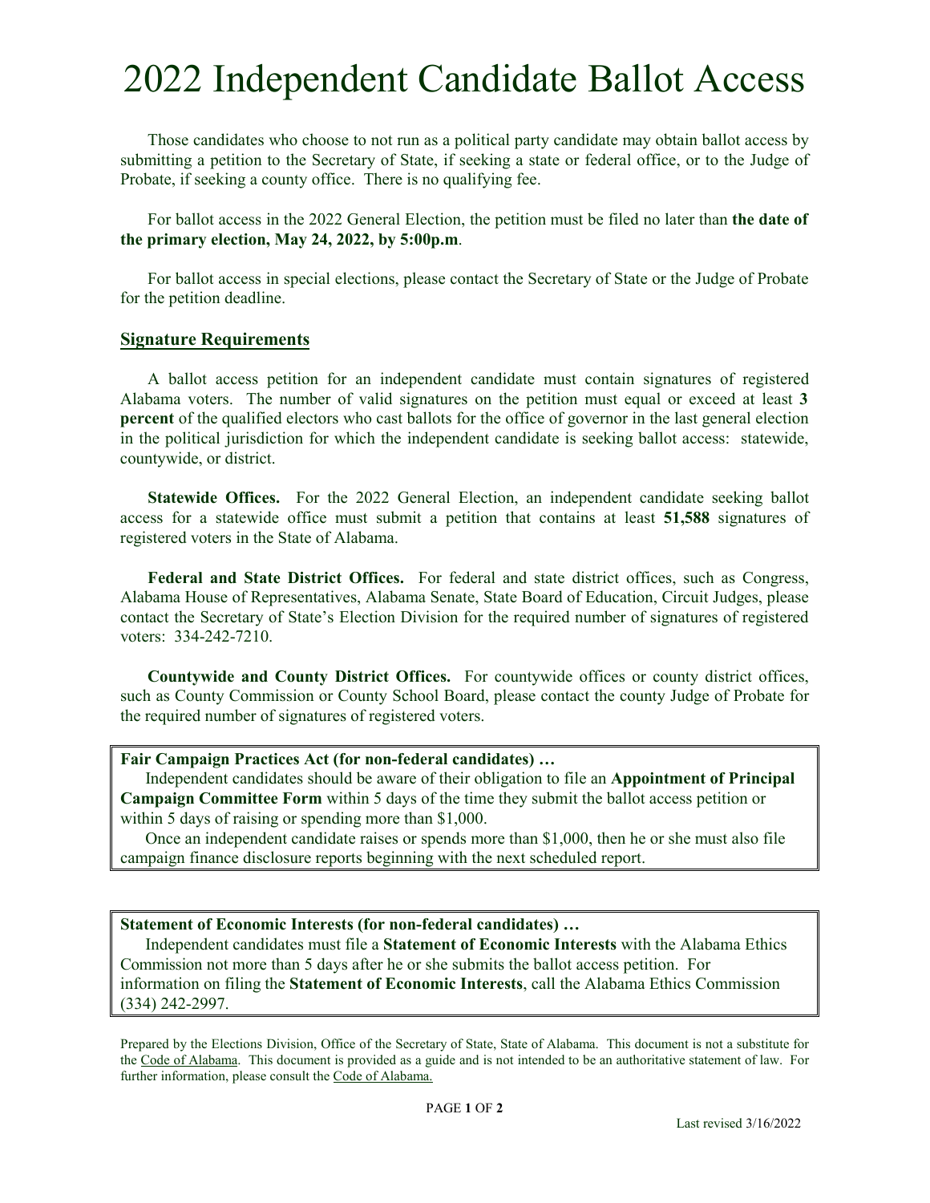# 2022 Independent Candidate Ballot Access

Those candidates who choose to not run as a political party candidate may obtain ballot access by submitting a petition to the Secretary of State, if seeking a state or federal office, or to the Judge of Probate, if seeking a county office. There is no qualifying fee.

For ballot access in the 2022 General Election, the petition must be filed no later than **the date of the primary election, May 24, 2022, by 5:00p.m**.

For ballot access in special elections, please contact the Secretary of State or the Judge of Probate for the petition deadline.

## Signature Requirements

A ballot access petition for an independent candidate must contain signatures of registered Alabama voters. The number of valid signatures on the petition must equal or exceed at least **3 percent** of the qualified electors who cast ballots for the office of governor in the last general election in the political jurisdiction for which the independent candidate is seeking ballot access: statewide, countywide, or district.

**Statewide Offices.** For the 2022 General Election, an independent candidate seeking ballot access for a statewide office must submit a petition that contains at least **51,588** signatures of registered voters in the State of Alabama.

**Federal and State District Offices.** For federal and state district offices, such as Congress, Alabama House of Representatives, Alabama Senate, State Board of Education, Circuit Judges, please contact the Secretary of State's Election Division for the required number of signatures of registered voters: 334-242-7210.

**Countywide and County District Offices.** For countywide offices or county district offices, such as County Commission or County School Board, please contact the county Judge of Probate for the required number of signatures of registered voters.

**Fair Campaign Practices Act (for non-federal candidates) …**

Independent candidates should be aware of their obligation to file an **Appointment of Principal Campaign Committee Form** within 5 days of the time they submit the ballot access petition or within 5 days of raising or spending more than $1,000.

Once an independent candidate raises or spends more than $1,000, then he or she must also file campaign finance disclosure reports beginning with the next scheduled report.

**Statement of Economic Interests (for non-federal candidates) …**

Independent candidates must file a **Statement of Economic Interests** with the Alabama Ethics Commission not more than 5 days after he or she submits the ballot access petition. For information on filing the **Statement of Economic Interests**, call the Alabama Ethics Commission (334) 242-2997.

Prepared by the Elections Division, Office of the Secretary of State, State of Alabama. This document is not a substitute for the Code of Alabama. This document is provided as a guide and is not intended to be an authoritative statement of law. For further information, please consult the Code of Alabama.

Last revised 3/16/2022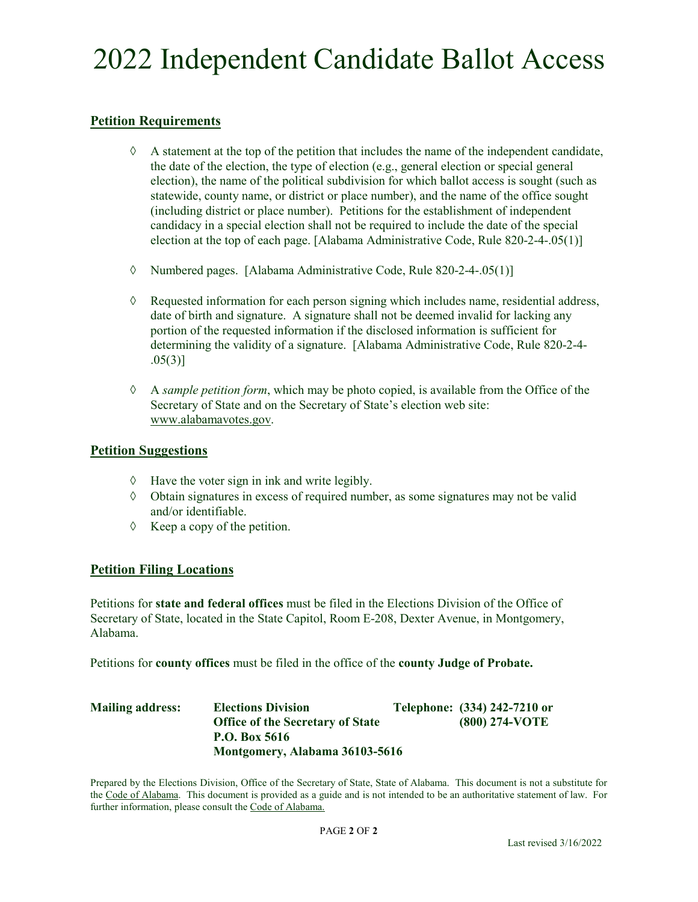# 2022 Independent Candidate Ballot Access

## Petition Requirements

- ◊ A statement at the top of the petition that includes the name of the independent candidate, the date of the election, the type of election (e.g., general election or special general election), the name of the political subdivision for which ballot access is sought (such as statewide, county name, or district or place number), and the name of the office sought (including district or place number). Petitions for the establishment of independent candidacy in a special election shall not be required to include the date of the special election at the top of each page. [Alabama Administrative Code, Rule 820-2-4-.05(1)]
- ◊ Numbered pages. [Alabama Administrative Code, Rule 820-2-4-.05(1)]
- ◊ Requested information for each person signing which includes name, residential address, date of birth and signature. A signature shall not be deemed invalid for lacking any portion of the requested information if the disclosed information is sufficient for determining the validity of a signature. [Alabama Administrative Code, Rule 820-2-4-.05(3)]
- ◊ A *sample petition form*, which may be photo copied, is available from the Office of the Secretary of State and on the Secretary of State's election web site: www.alabamavotes.gov.

## Petition Suggestions

- ◊ Have the voter sign in ink and write legibly.
- ◊ Obtain signatures in excess of required number, as some signatures may not be valid and/or identifiable.
- ◊ Keep a copy of the petition.

## Petition Filing Locations

Petitions for **state and federal offices** must be filed in the Elections Division of the Office of Secretary of State, located in the State Capitol, Room E-208, Dexter Avenue, in Montgomery, Alabama.

Petitions for **county offices** must be filed in the office of the **county Judge of Probate.**

**Mailing address:**
**Elections Division**
**Office of the Secretary of State**
**P.O. Box 5616**
**Montgomery, Alabama 36103-5616**

**Telephone: (334) 242-7210 or (800) 274-VOTE**

Prepared by the Elections Division, Office of the Secretary of State, State of Alabama. This document is not a substitute for the Code of Alabama. This document is provided as a guide and is not intended to be an authoritative statement of law. For further information, please consult the Code of Alabama.

Last revised 3/16/2022